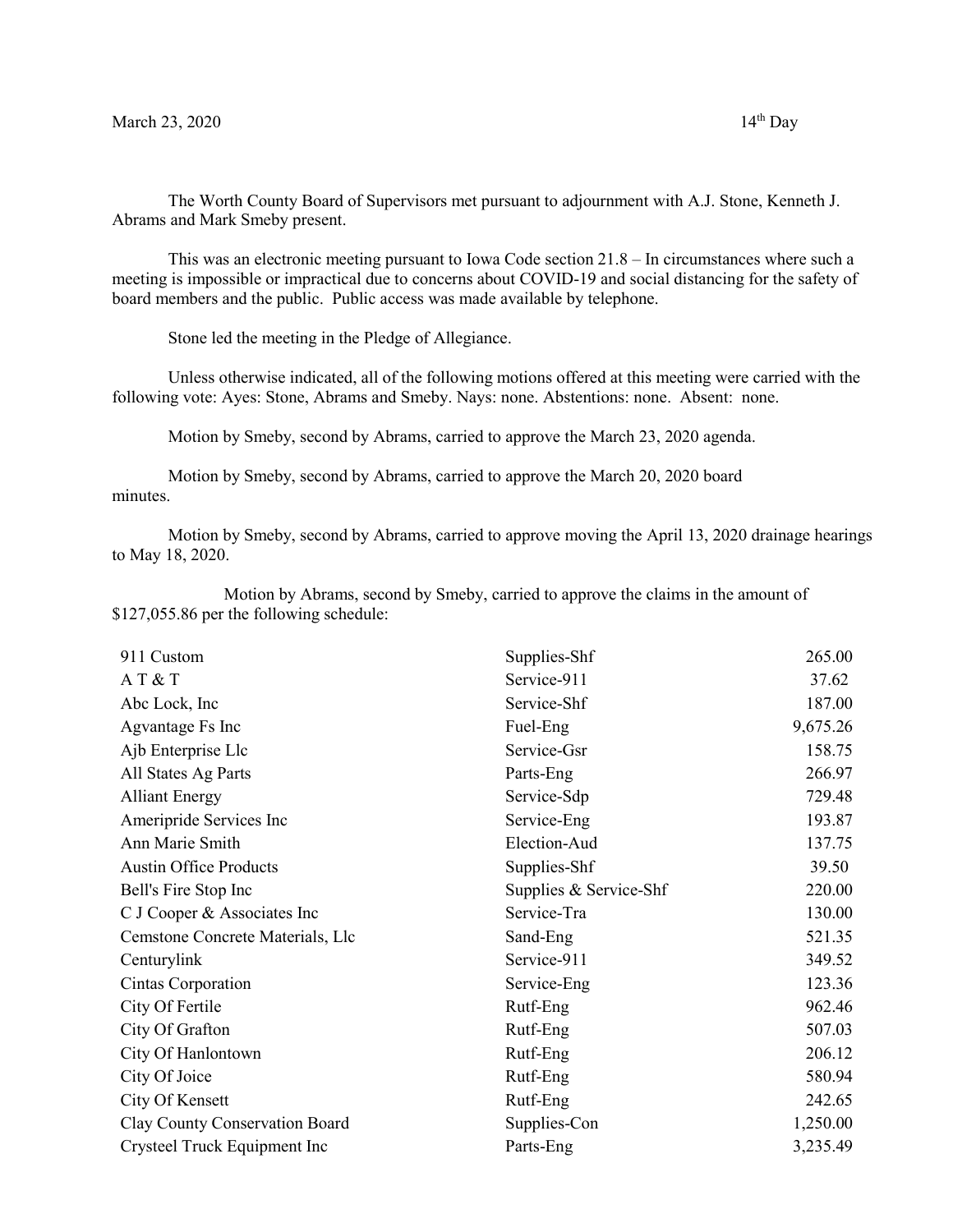March 23, 2020 14th Day

The Worth County Board of Supervisors met pursuant to adjournment with A.J. Stone, Kenneth J. Abrams and Mark Smeby present.

This was an electronic meeting pursuant to Iowa Code section 21.8 – In circumstances where such a meeting is impossible or impractical due to concerns about COVID-19 and social distancing for the safety of board members and the public. Public access was made available by telephone.

Stone led the meeting in the Pledge of Allegiance.

Unless otherwise indicated, all of the following motions offered at this meeting were carried with the following vote: Ayes: Stone, Abrams and Smeby. Nays: none. Abstentions: none. Absent: none.

Motion by Smeby, second by Abrams, carried to approve the March 23, 2020 agenda.

Motion by Smeby, second by Abrams, carried to approve the March 20, 2020 board minutes.

Motion by Smeby, second by Abrams, carried to approve moving the April 13, 2020 drainage hearings to May 18, 2020.

Motion by Abrams, second by Smeby, carried to approve the claims in the amount of $127,055.86 per the following schedule:

| | | |
|---|---|---|
| 911 Custom | Supplies-Shf | 265.00 |
| A T & T | Service-911 | 37.62 |
| Abc Lock, Inc | Service-Shf | 187.00 |
| Agvantage Fs Inc | Fuel-Eng | 9,675.26 |
| Ajb Enterprise Llc | Service-Gsr | 158.75 |
| All States Ag Parts | Parts-Eng | 266.97 |
| Alliant Energy | Service-Sdp | 729.48 |
| Ameripride Services Inc | Service-Eng | 193.87 |
| Ann Marie Smith | Election-Aud | 137.75 |
| Austin Office Products | Supplies-Shf | 39.50 |
| Bell's Fire Stop Inc | Supplies & Service-Shf | 220.00 |
| C J Cooper & Associates Inc | Service-Tra | 130.00 |
| Cemstone Concrete Materials, Llc | Sand-Eng | 521.35 |
| Centurylink | Service-911 | 349.52 |
| Cintas Corporation | Service-Eng | 123.36 |
| City Of Fertile | Rutf-Eng | 962.46 |
| City Of Grafton | Rutf-Eng | 507.03 |
| City Of Hanlontown | Rutf-Eng | 206.12 |
| City Of Joice | Rutf-Eng | 580.94 |
| City Of Kensett | Rutf-Eng | 242.65 |
| Clay County Conservation Board | Supplies-Con | 1,250.00 |
| Crysteel Truck Equipment Inc | Parts-Eng | 3,235.49 |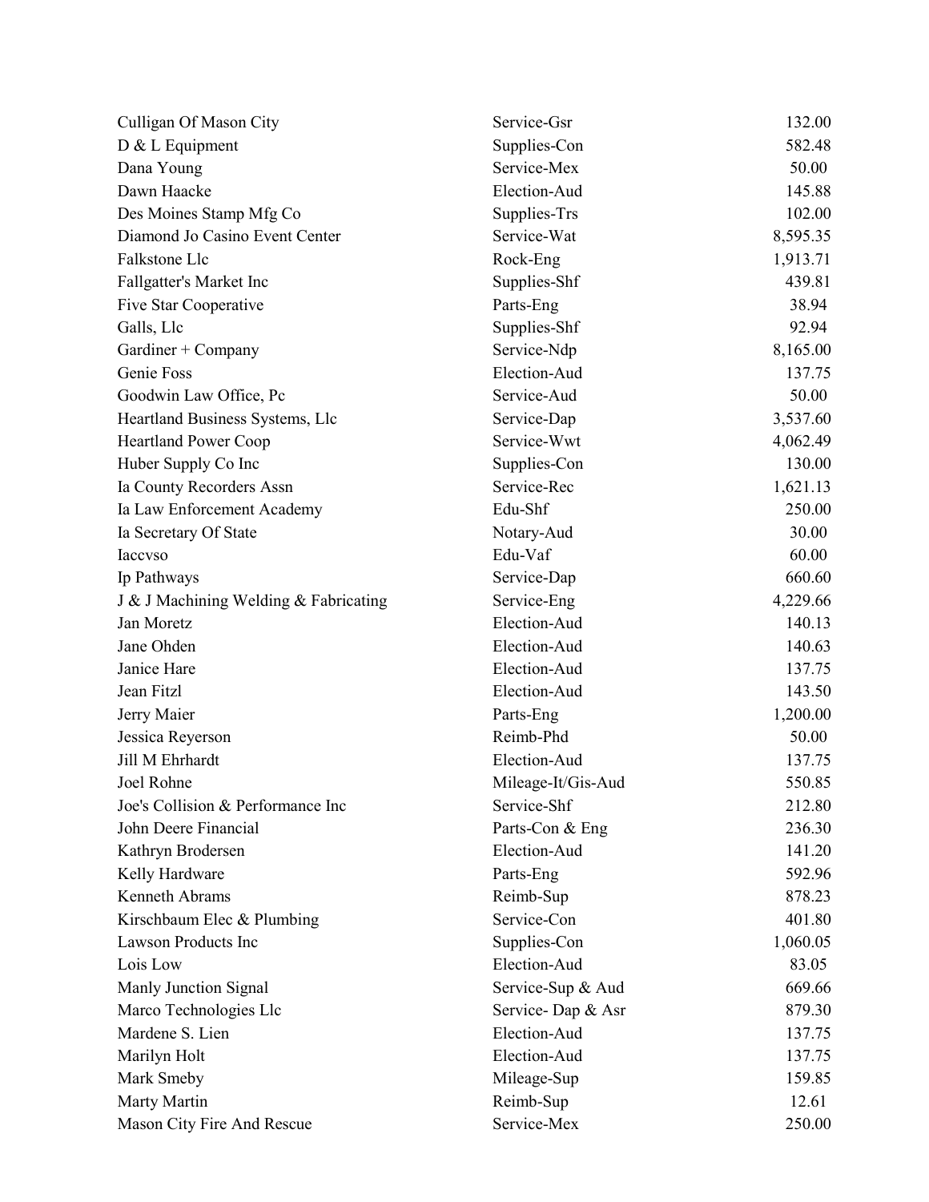| | | |
|---|---|---|
| Culligan Of Mason City | Service-Gsr | 132.00 |
| D & L Equipment | Supplies-Con | 582.48 |
| Dana Young | Service-Mex | 50.00 |
| Dawn Haacke | Election-Aud | 145.88 |
| Des Moines Stamp Mfg Co | Supplies-Trs | 102.00 |
| Diamond Jo Casino Event Center | Service-Wat | 8,595.35 |
| Falkstone Llc | Rock-Eng | 1,913.71 |
| Fallgatter's Market Inc | Supplies-Shf | 439.81 |
| Five Star Cooperative | Parts-Eng | 38.94 |
| Galls, Llc | Supplies-Shf | 92.94 |
| Gardiner + Company | Service-Ndp | 8,165.00 |
| Genie Foss | Election-Aud | 137.75 |
| Goodwin Law Office, Pc | Service-Aud | 50.00 |
| Heartland Business Systems, Llc | Service-Dap | 3,537.60 |
| Heartland Power Coop | Service-Wwt | 4,062.49 |
| Huber Supply Co Inc | Supplies-Con | 130.00 |
| Ia County Recorders Assn | Service-Rec | 1,621.13 |
| Ia Law Enforcement Academy | Edu-Shf | 250.00 |
| Ia Secretary Of State | Notary-Aud | 30.00 |
| Iaccvso | Edu-Vaf | 60.00 |
| Ip Pathways | Service-Dap | 660.60 |
| J & J Machining Welding & Fabricating | Service-Eng | 4,229.66 |
| Jan Moretz | Election-Aud | 140.13 |
| Jane Ohden | Election-Aud | 140.63 |
| Janice Hare | Election-Aud | 137.75 |
| Jean Fitzl | Election-Aud | 143.50 |
| Jerry Maier | Parts-Eng | 1,200.00 |
| Jessica Reyerson | Reimb-Phd | 50.00 |
| Jill M Ehrhardt | Election-Aud | 137.75 |
| Joel Rohne | Mileage-It/Gis-Aud | 550.85 |
| Joe's Collision & Performance Inc | Service-Shf | 212.80 |
| John Deere Financial | Parts-Con & Eng | 236.30 |
| Kathryn Brodersen | Election-Aud | 141.20 |
| Kelly Hardware | Parts-Eng | 592.96 |
| Kenneth Abrams | Reimb-Sup | 878.23 |
| Kirschbaum Elec & Plumbing | Service-Con | 401.80 |
| Lawson Products Inc | Supplies-Con | 1,060.05 |
| Lois Low | Election-Aud | 83.05 |
| Manly Junction Signal | Service-Sup & Aud | 669.66 |
| Marco Technologies Llc | Service- Dap & Asr | 879.30 |
| Mardene S. Lien | Election-Aud | 137.75 |
| Marilyn Holt | Election-Aud | 137.75 |
| Mark Smeby | Mileage-Sup | 159.85 |
| Marty Martin | Reimb-Sup | 12.61 |
| Mason City Fire And Rescue | Service-Mex | 250.00 |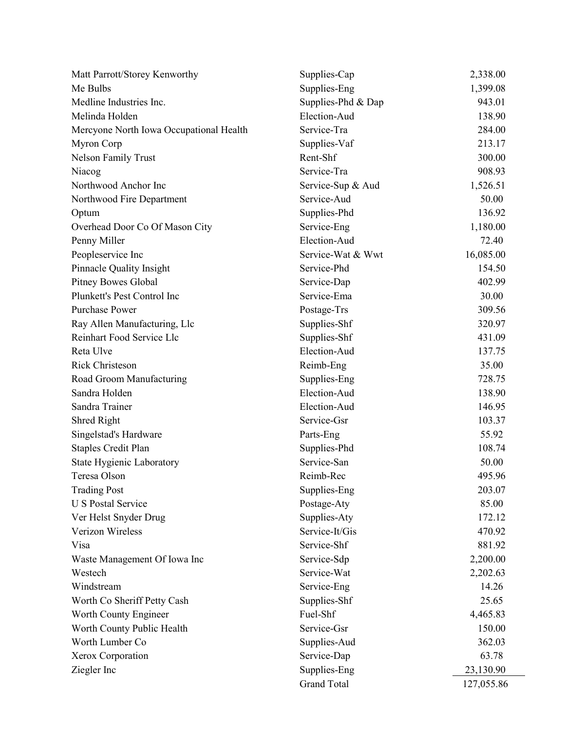| | | |
|---|---|---|
| Matt Parrott/Storey Kenworthy | Supplies-Cap | 2,338.00 |
| Me Bulbs | Supplies-Eng | 1,399.08 |
| Medline Industries Inc. | Supplies-Phd & Dap | 943.01 |
| Melinda Holden | Election-Aud | 138.90 |
| Mercyone North Iowa Occupational Health | Service-Tra | 284.00 |
| Myron Corp | Supplies-Vaf | 213.17 |
| Nelson Family Trust | Rent-Shf | 300.00 |
| Niacog | Service-Tra | 908.93 |
| Northwood Anchor Inc | Service-Sup & Aud | 1,526.51 |
| Northwood Fire Department | Service-Aud | 50.00 |
| Optum | Supplies-Phd | 136.92 |
| Overhead Door Co Of Mason City | Service-Eng | 1,180.00 |
| Penny Miller | Election-Aud | 72.40 |
| Peopleservice Inc | Service-Wat & Wwt | 16,085.00 |
| Pinnacle Quality Insight | Service-Phd | 154.50 |
| Pitney Bowes Global | Service-Dap | 402.99 |
| Plunkett's Pest Control Inc | Service-Ema | 30.00 |
| Purchase Power | Postage-Trs | 309.56 |
| Ray Allen Manufacturing, Llc | Supplies-Shf | 320.97 |
| Reinhart Food Service Llc | Supplies-Shf | 431.09 |
| Reta Ulve | Election-Aud | 137.75 |
| Rick Christeson | Reimb-Eng | 35.00 |
| Road Groom Manufacturing | Supplies-Eng | 728.75 |
| Sandra Holden | Election-Aud | 138.90 |
| Sandra Trainer | Election-Aud | 146.95 |
| Shred Right | Service-Gsr | 103.37 |
| Singelstad's Hardware | Parts-Eng | 55.92 |
| Staples Credit Plan | Supplies-Phd | 108.74 |
| State Hygienic Laboratory | Service-San | 50.00 |
| Teresa Olson | Reimb-Rec | 495.96 |
| Trading Post | Supplies-Eng | 203.07 |
| U S Postal Service | Postage-Aty | 85.00 |
| Ver Helst Snyder Drug | Supplies-Aty | 172.12 |
| Verizon Wireless | Service-It/Gis | 470.92 |
| Visa | Service-Shf | 881.92 |
| Waste Management Of Iowa Inc | Service-Sdp | 2,200.00 |
| Westech | Service-Wat | 2,202.63 |
| Windstream | Service-Eng | 14.26 |
| Worth Co Sheriff Petty Cash | Supplies-Shf | 25.65 |
| Worth County Engineer | Fuel-Shf | 4,465.83 |
| Worth County Public Health | Service-Gsr | 150.00 |
| Worth Lumber Co | Supplies-Aud | 362.03 |
| Xerox Corporation | Service-Dap | 63.78 |
| Ziegler Inc | Supplies-Eng | 23,130.90 |
| | Grand Total | 127,055.86 |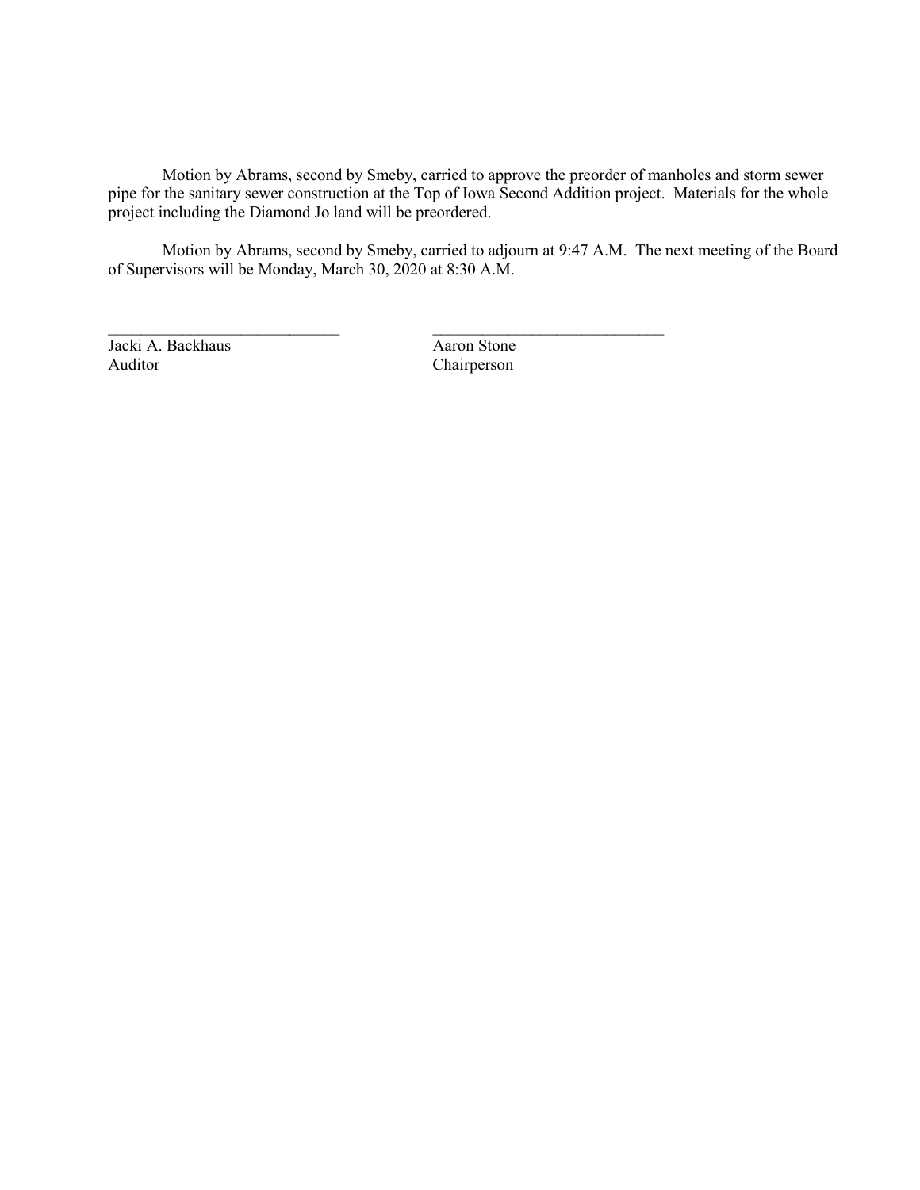Motion by Abrams, second by Smeby, carried to approve the preorder of manholes and storm sewer pipe for the sanitary sewer construction at the Top of Iowa Second Addition project. Materials for the whole project including the Diamond Jo land will be preordered.

Motion by Abrams, second by Smeby, carried to adjourn at 9:47 A.M. The next meeting of the Board of Supervisors will be Monday, March 30, 2020 at 8:30 A.M.

| | |
|---|---|
| _____________________________ | _____________________________ |
| Jacki A. Backhaus | Aaron Stone |
| Auditor | Chairperson |